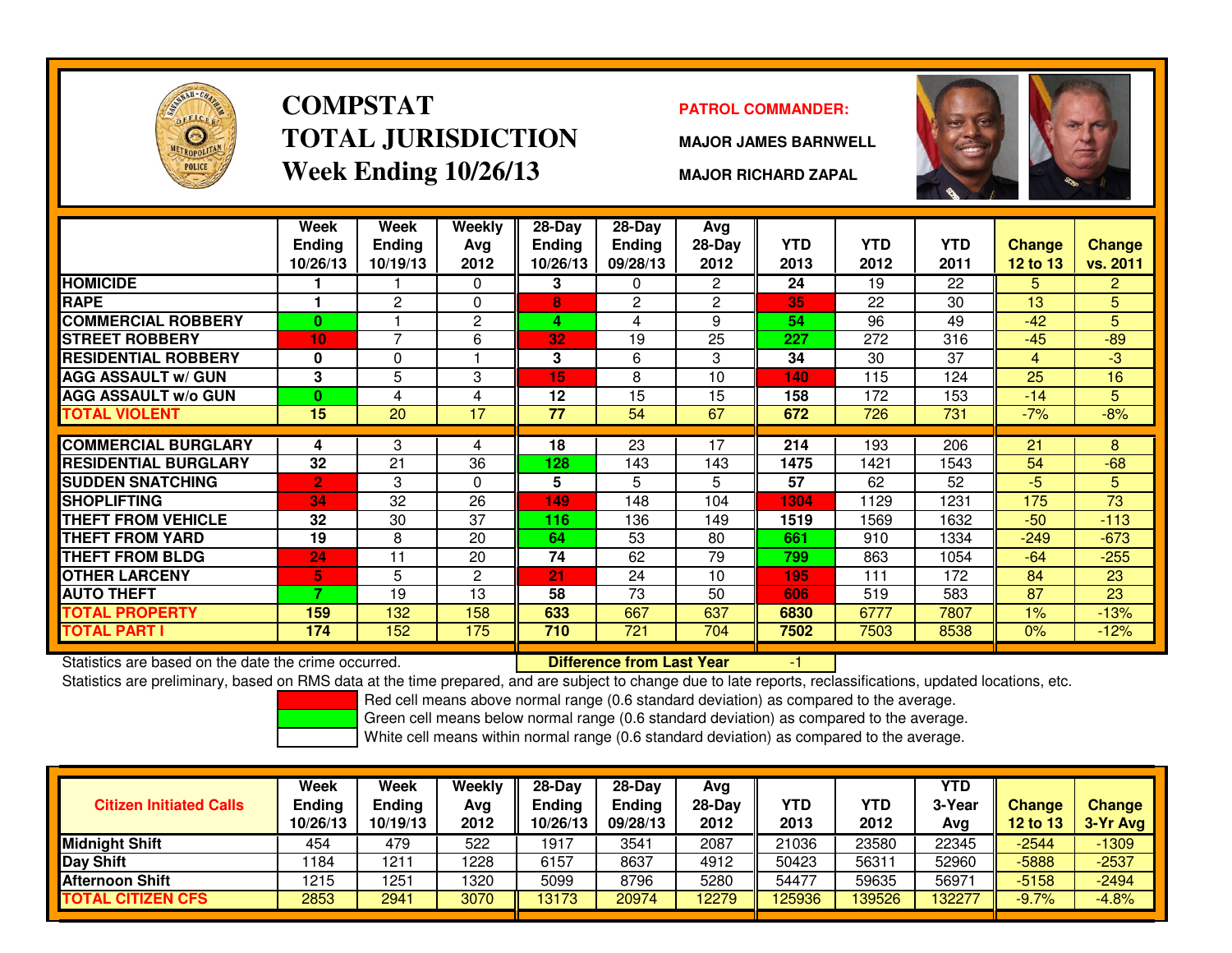# COMPSTAT
## TOTAL JURISDICTION
## Week Ending 10/26/13

**PATROL COMMANDER:**

**MAJOR JAMES BARNWELL**

**MAJOR RICHARD ZAPAL**

| | Week Ending 10/26/13 | Week Ending 10/19/13 | Weekly Avg 2012 | 28-Day Ending 10/26/13 | 28-Day Ending 09/28/13 | Avg 28-Day 2012 | YTD 2013 | YTD 2012 | YTD 2011 | Change 12 to 13 | Change vs. 2011 |
|---|---|---|---|---|---|---|---|---|---|---|---|
| HOMICIDE | 1 | 1 | 0 | 3 | 0 | 2 | 24 | 19 | 22 | 5 | 2 |
| RAPE | 1 | 2 | 0 | 8 | 2 | 2 | 35 | 22 | 30 | 13 | 5 |
| COMMERCIAL ROBBERY | 0 | 1 | 2 | 4 | 4 | 9 | 54 | 96 | 49 | -42 | 5 |
| STREET ROBBERY | 10 | 7 | 6 | 32 | 19 | 25 | 227 | 272 | 316 | -45 | -89 |
| RESIDENTIAL ROBBERY | 0 | 0 | 1 | 3 | 6 | 3 | 34 | 30 | 37 | 4 | -3 |
| AGG ASSAULT w/ GUN | 3 | 5 | 3 | 15 | 8 | 10 | 140 | 115 | 124 | 25 | 16 |
| AGG ASSAULT w/o GUN | 0 | 4 | 4 | 12 | 15 | 15 | 158 | 172 | 153 | -14 | 5 |
| TOTAL VIOLENT | 15 | 20 | 17 | 77 | 54 | 67 | 672 | 726 | 731 | -7% | -8% |
| COMMERCIAL BURGLARY | 4 | 3 | 4 | 18 | 23 | 17 | 214 | 193 | 206 | 21 | 8 |
| RESIDENTIAL BURGLARY | 32 | 21 | 36 | 128 | 143 | 143 | 1475 | 1421 | 1543 | 54 | -68 |
| SUDDEN SNATCHING | 2 | 3 | 0 | 5 | 5 | 5 | 57 | 62 | 52 | -5 | 5 |
| SHOPLIFTING | 34 | 32 | 26 | 149 | 148 | 104 | 1304 | 1129 | 1231 | 175 | 73 |
| THEFT FROM VEHICLE | 32 | 30 | 37 | 116 | 136 | 149 | 1519 | 1569 | 1632 | -50 | -113 |
| THEFT FROM YARD | 19 | 8 | 20 | 64 | 53 | 80 | 661 | 910 | 1334 | -249 | -673 |
| THEFT FROM BLDG | 24 | 11 | 20 | 74 | 62 | 79 | 799 | 863 | 1054 | -64 | -255 |
| OTHER LARCENY | 5 | 5 | 2 | 21 | 24 | 10 | 195 | 111 | 172 | 84 | 23 |
| AUTO THEFT | 7 | 19 | 13 | 58 | 73 | 50 | 606 | 519 | 583 | 87 | 23 |
| TOTAL PROPERTY | 159 | 132 | 158 | 633 | 667 | 637 | 6830 | 6777 | 7807 | 1% | -13% |
| TOTAL PART I | 174 | 152 | 175 | 710 | 721 | 704 | 7502 | 7503 | 8538 | 0% | -12% |

Statistics are based on the date the crime occurred. **Difference from Last Year** -1

Statistics are preliminary, based on RMS data at the time prepared, and are subject to change due to late reports, reclassifications, updated locations, etc.

Red cell means above normal range (0.6 standard deviation) as compared to the average.
Green cell means below normal range (0.6 standard deviation) as compared to the average.
White cell means within normal range (0.6 standard deviation) as compared to the average.

| Citizen Initiated Calls | Week Ending 10/26/13 | Week Ending 10/19/13 | Weekly Avg 2012 | 28-Day Ending 10/26/13 | 28-Day Ending 09/28/13 | Avg 28-Day 2012 | YTD 2013 | YTD 2012 | YTD 3-Year Avg | Change 12 to 13 | Change 3-Yr Avg |
|---|---|---|---|---|---|---|---|---|---|---|---|
| Midnight Shift | 454 | 479 | 522 | 1917 | 3541 | 2087 | 21036 | 23580 | 22345 | -2544 | -1309 |
| Day Shift | 1184 | 1211 | 1228 | 6157 | 8637 | 4912 | 50423 | 56311 | 52960 | -5888 | -2537 |
| Afternoon Shift | 1215 | 1251 | 1320 | 5099 | 8796 | 5280 | 54477 | 59635 | 56971 | -5158 | -2494 |
| TOTAL CITIZEN CFS | 2853 | 2941 | 3070 | 13173 | 20974 | 12279 | 125936 | 139526 | 132277 | -9.7% | -4.8% |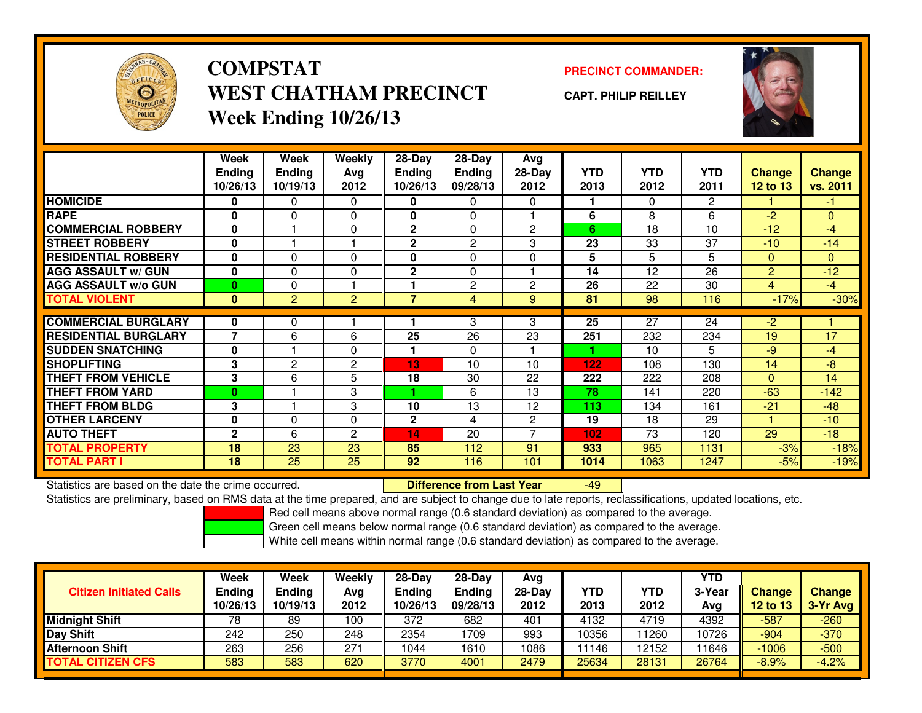# COMPSTAT
# WEST CHATHAM PRECINCT
## Week Ending 10/26/13

**PRECINCT COMMANDER:**

**CAPT. PHILIP REILLEY**

| | Week Ending 10/26/13 | Week Ending 10/19/13 | Weekly Avg 2012 | 28-Day Ending 10/26/13 | 28-Day Ending 09/28/13 | Avg 28-Day 2012 | YTD 2013 | YTD 2012 | YTD 2011 | Change 12 to 13 | Change vs. 2011 |
|---|---|---|---|---|---|---|---|---|---|---|---|
| **HOMICIDE** | 0 | 0 | 0 | 0 | 0 | 0 | 1 | 0 | 2 | 1 | -1 |
| **RAPE** | 0 | 0 | 0 | 0 | 0 | 1 | 6 | 8 | 6 | -2 | 0 |
| **COMMERCIAL ROBBERY** | 0 | 1 | 0 | 2 | 0 | 2 | 6 | 18 | 10 | -12 | -4 |
| **STREET ROBBERY** | 0 | 1 | 1 | 2 | 2 | 3 | 23 | 33 | 37 | -10 | -14 |
| **RESIDENTIAL ROBBERY** | 0 | 0 | 0 | 0 | 0 | 0 | 5 | 5 | 5 | 0 | 0 |
| **AGG ASSAULT w/ GUN** | 0 | 0 | 0 | 2 | 0 | 1 | 14 | 12 | 26 | 2 | -12 |
| **AGG ASSAULT w/o GUN** | 0 | 0 | 1 | 1 | 2 | 2 | 26 | 22 | 30 | 4 | -4 |
| **TOTAL VIOLENT** | 0 | 2 | 2 | 7 | 4 | 9 | 81 | 98 | 116 | -17% | -30% |
| **COMMERCIAL BURGLARY** | 0 | 0 | 1 | 1 | 3 | 3 | 25 | 27 | 24 | -2 | 1 |
| **RESIDENTIAL BURGLARY** | 7 | 6 | 6 | 25 | 26 | 23 | 251 | 232 | 234 | 19 | 17 |
| **SUDDEN SNATCHING** | 0 | 1 | 0 | 1 | 0 | 1 | 1 | 10 | 5 | -9 | -4 |
| **SHOPLIFTING** | 3 | 2 | 2 | 13 | 10 | 10 | 122 | 108 | 130 | 14 | -8 |
| **THEFT FROM VEHICLE** | 3 | 6 | 5 | 18 | 30 | 22 | 222 | 222 | 208 | 0 | 14 |
| **THEFT FROM YARD** | 0 | 1 | 3 | 1 | 6 | 13 | 78 | 141 | 220 | -63 | -142 |
| **THEFT FROM BLDG** | 3 | 1 | 3 | 10 | 13 | 12 | 113 | 134 | 161 | -21 | -48 |
| **OTHER LARCENY** | 0 | 0 | 0 | 2 | 4 | 2 | 19 | 18 | 29 | 1 | -10 |
| **AUTO THEFT** | 2 | 6 | 2 | 14 | 20 | 7 | 102 | 73 | 120 | 29 | -18 |
| **TOTAL PROPERTY** | 18 | 23 | 23 | 85 | 112 | 91 | 933 | 965 | 1131 | -3% | -18% |
| **TOTAL PART I** | 18 | 25 | 25 | 92 | 116 | 101 | 1014 | 1063 | 1247 | -5% | -19% |

Statistics are based on the date the crime occurred. **Difference from Last Year** -49

Statistics are preliminary, based on RMS data at the time prepared, and are subject to change due to late reports, reclassifications, updated locations, etc.

Red cell means above normal range (0.6 standard deviation) as compared to the average.
Green cell means below normal range (0.6 standard deviation) as compared to the average.
White cell means within normal range (0.6 standard deviation) as compared to the average.

| Citizen Initiated Calls | Week Ending 10/26/13 | Week Ending 10/19/13 | Weekly Avg 2012 | 28-Day Ending 10/26/13 | 28-Day Ending 09/28/13 | Avg 28-Day 2012 | YTD 2013 | YTD 2012 | YTD 3-Year Avg | Change 12 to 13 | Change 3-Yr Avg |
|---|---|---|---|---|---|---|---|---|---|---|---|
| **Midnight Shift** | 78 | 89 | 100 | 372 | 682 | 401 | 4132 | 4719 | 4392 | -587 | -260 |
| **Day Shift** | 242 | 250 | 248 | 2354 | 1709 | 993 | 10356 | 11260 | 10726 | -904 | -370 |
| **Afternoon Shift** | 263 | 256 | 271 | 1044 | 1610 | 1086 | 11146 | 12152 | 11646 | -1006 | -500 |
| **TOTAL CITIZEN CFS** | 583 | 583 | 620 | 3770 | 4001 | 2479 | 25634 | 28131 | 26764 | -8.9% | -4.2% |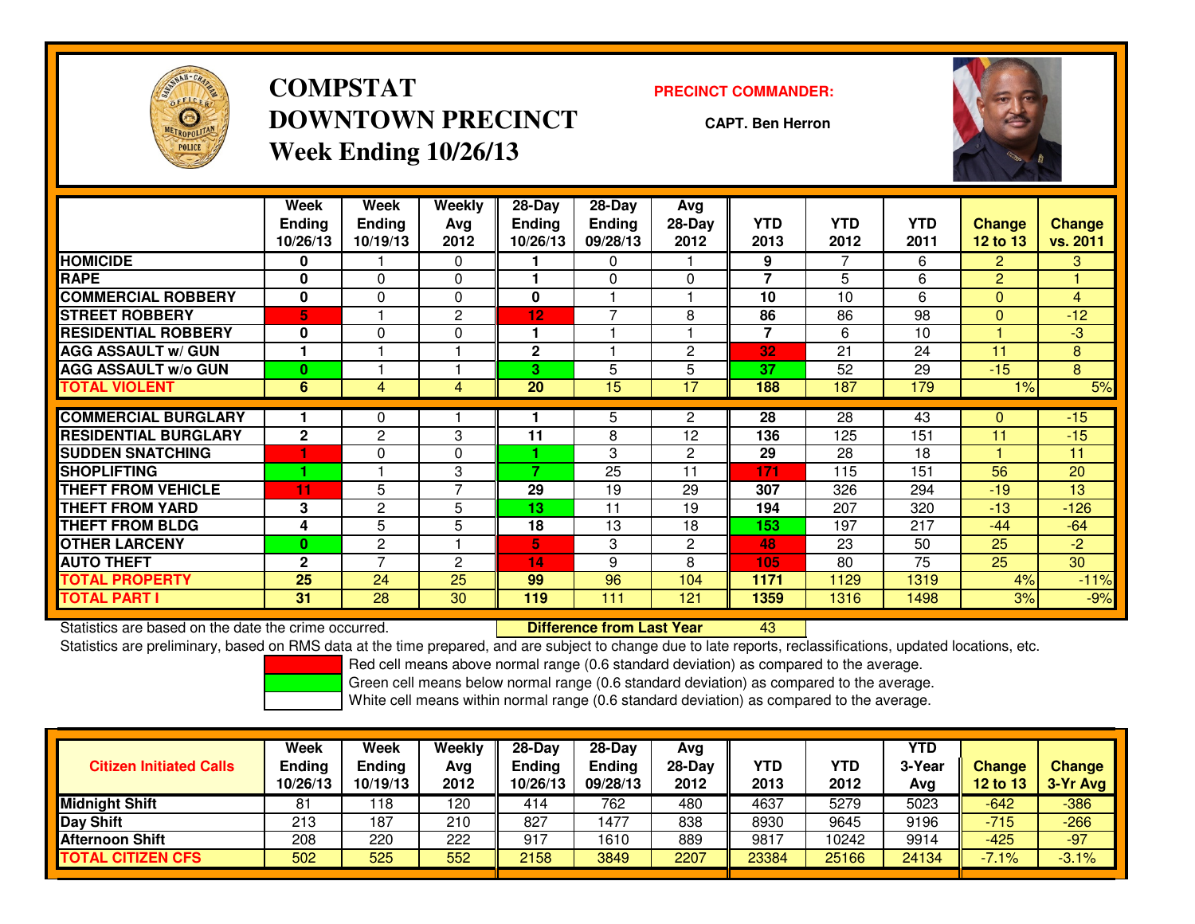# COMPSTAT
# DOWNTOWN PRECINCT
## Week Ending 10/26/13

**PRECINCT COMMANDER:**

**CAPT. Ben Herron**

| | Week Ending 10/26/13 | Week Ending 10/19/13 | Weekly Avg 2012 | 28-Day Ending 10/26/13 | 28-Day Ending 09/28/13 | Avg 28-Day 2012 | YTD 2013 | YTD 2012 | YTD 2011 | Change 12 to 13 | Change vs. 2011 |
|---|---|---|---|---|---|---|---|---|---|---|---|
| HOMICIDE | 0 | 1 | 0 | 1 | 0 | 1 | 9 | 7 | 6 | 2 | 3 |
| RAPE | 0 | 0 | 0 | 1 | 0 | 0 | 7 | 5 | 6 | 2 | 1 |
| COMMERCIAL ROBBERY | 0 | 0 | 0 | 0 | 1 | 1 | 10 | 10 | 6 | 0 | 4 |
| STREET ROBBERY | 5 | 1 | 2 | 12 | 7 | 8 | 86 | 86 | 98 | 0 | -12 |
| RESIDENTIAL ROBBERY | 0 | 0 | 0 | 1 | 1 | 1 | 7 | 6 | 10 | 1 | -3 |
| AGG ASSAULT w/ GUN | 1 | 1 | 1 | 2 | 1 | 2 | 32 | 21 | 24 | 11 | 8 |
| AGG ASSAULT w/o GUN | 0 | 1 | 1 | 3 | 5 | 5 | 37 | 52 | 29 | -15 | 8 |
| TOTAL VIOLENT | 6 | 4 | 4 | 20 | 15 | 17 | 188 | 187 | 179 | 1% | 5% |
| COMMERCIAL BURGLARY | 1 | 0 | 1 | 1 | 5 | 2 | 28 | 28 | 43 | 0 | -15 |
| RESIDENTIAL BURGLARY | 2 | 2 | 3 | 11 | 8 | 12 | 136 | 125 | 151 | 11 | -15 |
| SUDDEN SNATCHING | 1 | 0 | 0 | 1 | 3 | 2 | 29 | 28 | 18 | 1 | 11 |
| SHOPLIFTING | 1 | 1 | 3 | 7 | 25 | 11 | 171 | 115 | 151 | 56 | 20 |
| THEFT FROM VEHICLE | 11 | 5 | 7 | 29 | 19 | 29 | 307 | 326 | 294 | -19 | 13 |
| THEFT FROM YARD | 3 | 2 | 5 | 13 | 11 | 19 | 194 | 207 | 320 | -13 | -126 |
| THEFT FROM BLDG | 4 | 5 | 5 | 18 | 13 | 18 | 153 | 197 | 217 | -44 | -64 |
| OTHER LARCENY | 0 | 2 | 1 | 5 | 3 | 2 | 48 | 23 | 50 | 25 | -2 |
| AUTO THEFT | 2 | 7 | 2 | 14 | 9 | 8 | 105 | 80 | 75 | 25 | 30 |
| TOTAL PROPERTY | 25 | 24 | 25 | 99 | 96 | 104 | 1171 | 1129 | 1319 | 4% | -11% |
| TOTAL PART I | 31 | 28 | 30 | 119 | 111 | 121 | 1359 | 1316 | 1498 | 3% | -9% |

Statistics are based on the date the crime occurred. **Difference from Last Year** 43

Statistics are preliminary, based on RMS data at the time prepared, and are subject to change due to late reports, reclassifications, updated locations, etc.

Red cell means above normal range (0.6 standard deviation) as compared to the average.
Green cell means below normal range (0.6 standard deviation) as compared to the average.
White cell means within normal range (0.6 standard deviation) as compared to the average.

| Citizen Initiated Calls | Week Ending 10/26/13 | Week Ending 10/19/13 | Weekly Avg 2012 | 28-Day Ending 10/26/13 | 28-Day Ending 09/28/13 | Avg 28-Day 2012 | YTD 2013 | YTD 2012 | YTD 3-Year Avg | Change 12 to 13 | Change 3-Yr Avg |
|---|---|---|---|---|---|---|---|---|---|---|---|
| Midnight Shift | 81 | 118 | 120 | 414 | 762 | 480 | 4637 | 5279 | 5023 | -642 | -386 |
| Day Shift | 213 | 187 | 210 | 827 | 1477 | 838 | 8930 | 9645 | 9196 | -715 | -266 |
| Afternoon Shift | 208 | 220 | 222 | 917 | 1610 | 889 | 9817 | 10242 | 9914 | -425 | -97 |
| TOTAL CITIZEN CFS | 502 | 525 | 552 | 2158 | 3849 | 2207 | 23384 | 25166 | 24134 | -7.1% | -3.1% |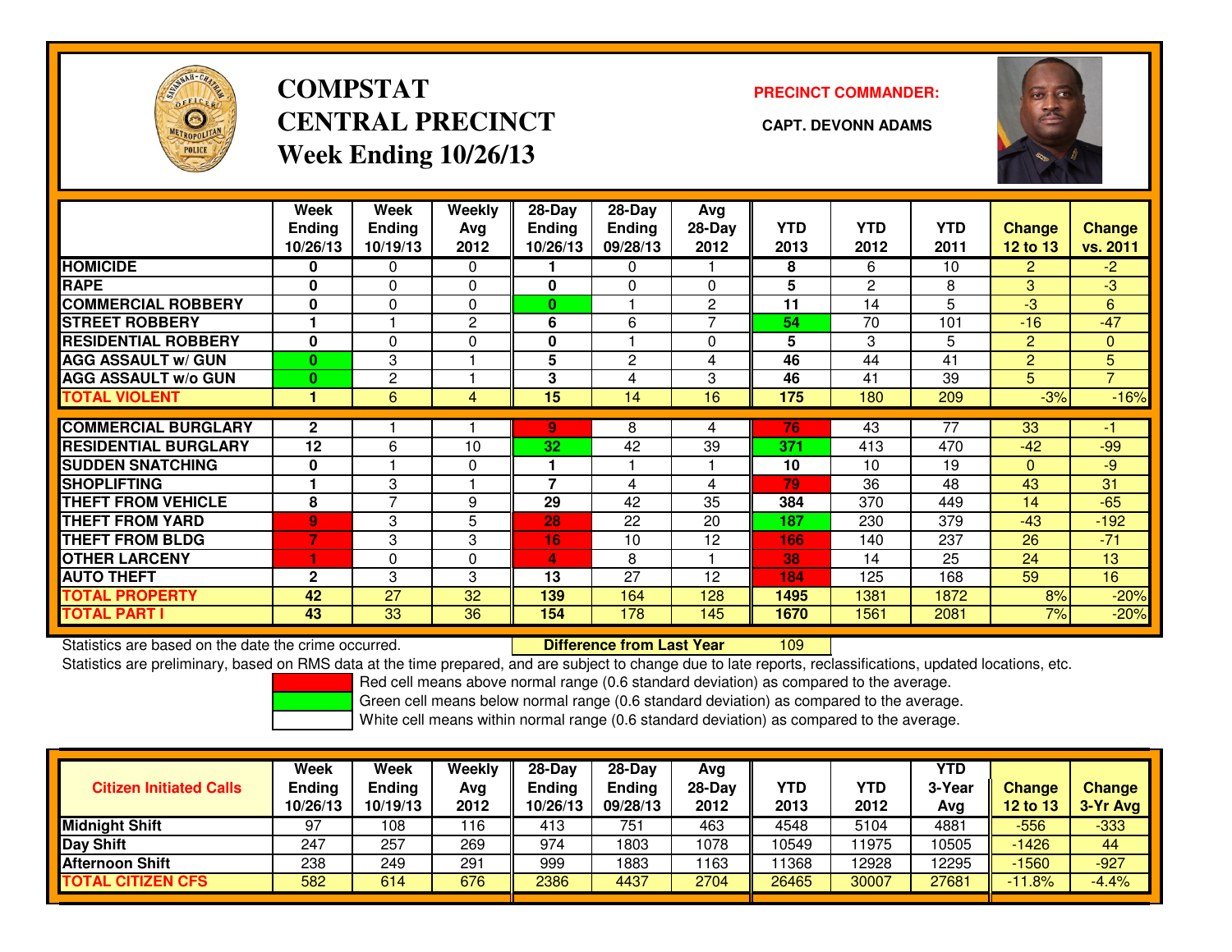# COMPSTAT CENTRAL PRECINCT
## Week Ending 10/26/13

**PRECINCT COMMANDER:**

**CAPT. DEVONN ADAMS**

| | Week Ending 10/26/13 | Week Ending 10/19/13 | Weekly Avg 2012 | 28-Day Ending 10/26/13 | 28-Day Ending 09/28/13 | Avg 28-Day 2012 | YTD 2013 | YTD 2012 | YTD 2011 | Change 12 to 13 | Change vs. 2011 |
|---|---|---|---|---|---|---|---|---|---|---|---|
| HOMICIDE | 0 | 0 | 0 | 1 | 0 | 1 | 8 | 6 | 10 | 2 | -2 |
| RAPE | 0 | 0 | 0 | 0 | 0 | 0 | 5 | 2 | 8 | 3 | -3 |
| COMMERCIAL ROBBERY | 0 | 0 | 0 | 0 | 1 | 2 | 11 | 14 | 5 | -3 | 6 |
| STREET ROBBERY | 1 | 1 | 2 | 6 | 6 | 7 | 54 | 70 | 101 | -16 | -47 |
| RESIDENTIAL ROBBERY | 0 | 0 | 0 | 0 | 1 | 0 | 5 | 3 | 5 | 2 | 0 |
| AGG ASSAULT w/ GUN | 0 | 3 | 1 | 5 | 2 | 4 | 46 | 44 | 41 | 2 | 5 |
| AGG ASSAULT w/o GUN | 0 | 2 | 1 | 3 | 4 | 3 | 46 | 41 | 39 | 5 | 7 |
| TOTAL VIOLENT | 1 | 6 | 4 | 15 | 14 | 16 | 175 | 180 | 209 | -3% | -16% |
| COMMERCIAL BURGLARY | 2 | 1 | 1 | 9 | 8 | 4 | 76 | 43 | 77 | 33 | -1 |
| RESIDENTIAL BURGLARY | 12 | 6 | 10 | 32 | 42 | 39 | 371 | 413 | 470 | -42 | -99 |
| SUDDEN SNATCHING | 0 | 1 | 0 | 1 | 1 | 1 | 10 | 10 | 19 | 0 | -9 |
| SHOPLIFTING | 1 | 3 | 1 | 7 | 4 | 4 | 79 | 36 | 48 | 43 | 31 |
| THEFT FROM VEHICLE | 8 | 7 | 9 | 29 | 42 | 35 | 384 | 370 | 449 | 14 | -65 |
| THEFT FROM YARD | 9 | 3 | 5 | 28 | 22 | 20 | 187 | 230 | 379 | -43 | -192 |
| THEFT FROM BLDG | 7 | 3 | 3 | 16 | 10 | 12 | 166 | 140 | 237 | 26 | -71 |
| OTHER LARCENY | 1 | 0 | 0 | 4 | 8 | 1 | 38 | 14 | 25 | 24 | 13 |
| AUTO THEFT | 2 | 3 | 3 | 13 | 27 | 12 | 184 | 125 | 168 | 59 | 16 |
| TOTAL PROPERTY | 42 | 27 | 32 | 139 | 164 | 128 | 1495 | 1381 | 1872 | 8% | -20% |
| TOTAL PART I | 43 | 33 | 36 | 154 | 178 | 145 | 1670 | 1561 | 2081 | 7% | -20% |

Statistics are based on the date the crime occurred. **Difference from Last Year** 109

Statistics are preliminary, based on RMS data at the time prepared, and are subject to change due to late reports, reclassifications, updated locations, etc.

Red cell means above normal range (0.6 standard deviation) as compared to the average.
Green cell means below normal range (0.6 standard deviation) as compared to the average.
White cell means within normal range (0.6 standard deviation) as compared to the average.

| Citizen Initiated Calls | Week Ending 10/26/13 | Week Ending 10/19/13 | Weekly Avg 2012 | 28-Day Ending 10/26/13 | 28-Day Ending 09/28/13 | Avg 28-Day 2012 | YTD 2013 | YTD 2012 | YTD 3-Year Avg | Change 12 to 13 | Change 3-Yr Avg |
|---|---|---|---|---|---|---|---|---|---|---|---|
| Midnight Shift | 97 | 108 | 116 | 413 | 751 | 463 | 4548 | 5104 | 4881 | -556 | -333 |
| Day Shift | 247 | 257 | 269 | 974 | 1803 | 1078 | 10549 | 11975 | 10505 | -1426 | 44 |
| Afternoon Shift | 238 | 249 | 291 | 999 | 1883 | 1163 | 11368 | 12928 | 12295 | -1560 | -927 |
| TOTAL CITIZEN CFS | 582 | 614 | 676 | 2386 | 4437 | 2704 | 26465 | 30007 | 27681 | -11.8% | -4.4% |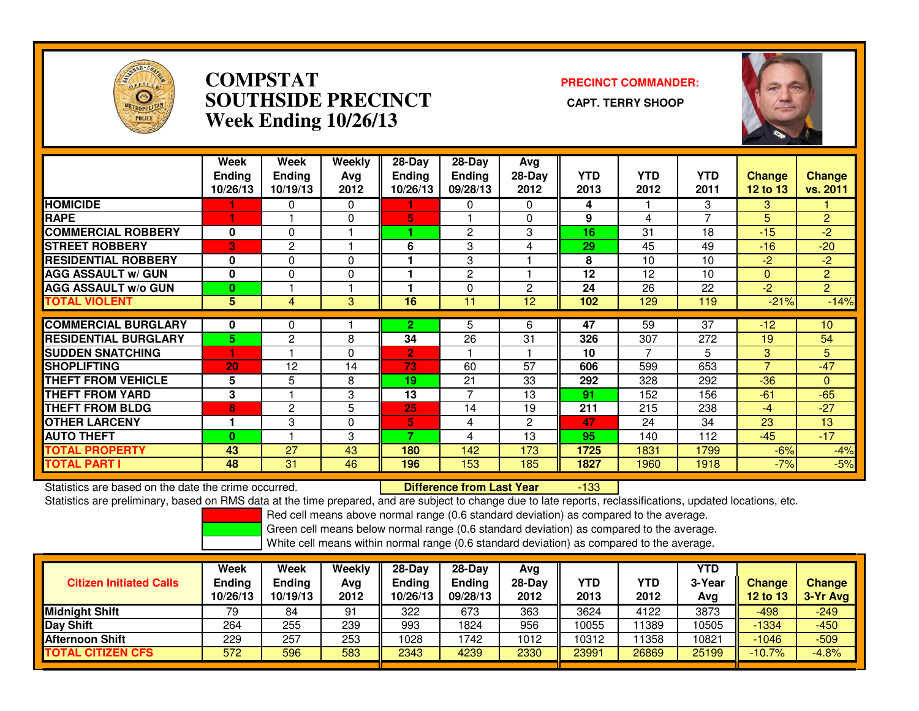# COMPSTAT
# SOUTHSIDE PRECINCT
## Week Ending 10/26/13

**PRECINCT COMMANDER:**

**CAPT. TERRY SHOOP**

| | Week Ending 10/26/13 | Week Ending 10/19/13 | Weekly Avg 2012 | 28-Day Ending 10/26/13 | 28-Day Ending 09/28/13 | Avg 28-Day 2012 | YTD 2013 | YTD 2012 | YTD 2011 | Change 12 to 13 | Change vs. 2011 |
|---|---|---|---|---|---|---|---|---|---|---|---|
| HOMICIDE | 1 | 0 | 0 | 1 | 0 | 0 | 4 | 1 | 3 | 3 | 1 |
| RAPE | 1 | 1 | 0 | 5 | 1 | 0 | 9 | 4 | 7 | 5 | 2 |
| COMMERCIAL ROBBERY | 0 | 0 | 1 | 1 | 2 | 3 | 16 | 31 | 18 | -15 | -2 |
| STREET ROBBERY | 3 | 2 | 1 | 6 | 3 | 4 | 29 | 45 | 49 | -16 | -20 |
| RESIDENTIAL ROBBERY | 0 | 0 | 0 | 1 | 3 | 1 | 8 | 10 | 10 | -2 | -2 |
| AGG ASSAULT w/ GUN | 0 | 0 | 0 | 1 | 2 | 1 | 12 | 12 | 10 | 0 | 2 |
| AGG ASSAULT w/o GUN | 0 | 1 | 1 | 1 | 0 | 2 | 24 | 26 | 22 | -2 | 2 |
| TOTAL VIOLENT | 5 | 4 | 3 | 16 | 11 | 12 | 102 | 129 | 119 | -21% | -14% |
| COMMERCIAL BURGLARY | 0 | 0 | 1 | 2 | 5 | 6 | 47 | 59 | 37 | -12 | 10 |
| RESIDENTIAL BURGLARY | 5 | 2 | 8 | 34 | 26 | 31 | 326 | 307 | 272 | 19 | 54 |
| SUDDEN SNATCHING | 1 | 1 | 0 | 2 | 1 | 1 | 10 | 7 | 5 | 3 | 5 |
| SHOPLIFTING | 20 | 12 | 14 | 73 | 60 | 57 | 606 | 599 | 653 | 7 | -47 |
| THEFT FROM VEHICLE | 5 | 5 | 8 | 19 | 21 | 33 | 292 | 328 | 292 | -36 | 0 |
| THEFT FROM YARD | 3 | 1 | 3 | 13 | 7 | 13 | 91 | 152 | 156 | -61 | -65 |
| THEFT FROM BLDG | 8 | 2 | 5 | 25 | 14 | 19 | 211 | 215 | 238 | -4 | -27 |
| OTHER LARCENY | 1 | 3 | 0 | 5 | 4 | 2 | 47 | 24 | 34 | 23 | 13 |
| AUTO THEFT | 0 | 1 | 3 | 7 | 4 | 13 | 95 | 140 | 112 | -45 | -17 |
| TOTAL PROPERTY | 43 | 27 | 43 | 180 | 142 | 173 | 1725 | 1831 | 1799 | -6% | -4% |
| TOTAL PART I | 48 | 31 | 46 | 196 | 153 | 185 | 1827 | 1960 | 1918 | -7% | -5% |

Statistics are based on the date the crime occurred. **Difference from Last Year** -133

Statistics are preliminary, based on RMS data at the time prepared, and are subject to change due to late reports, reclassifications, updated locations, etc.

Red cell means above normal range (0.6 standard deviation) as compared to the average.

Green cell means below normal range (0.6 standard deviation) as compared to the average.

White cell means within normal range (0.6 standard deviation) as compared to the average.

| Citizen Initiated Calls | Week Ending 10/26/13 | Week Ending 10/19/13 | Weekly Avg 2012 | 28-Day Ending 10/26/13 | 28-Day Ending 09/28/13 | Avg 28-Day 2012 | YTD 2013 | YTD 2012 | YTD 3-Year Avg | Change 12 to 13 | Change 3-Yr Avg |
|---|---|---|---|---|---|---|---|---|---|---|---|
| Midnight Shift | 79 | 84 | 91 | 322 | 673 | 363 | 3624 | 4122 | 3873 | -498 | -249 |
| Day Shift | 264 | 255 | 239 | 993 | 1824 | 956 | 10055 | 11389 | 10505 | -1334 | -450 |
| Afternoon Shift | 229 | 257 | 253 | 1028 | 1742 | 1012 | 10312 | 11358 | 10821 | -1046 | -509 |
| TOTAL CITIZEN CFS | 572 | 596 | 583 | 2343 | 4239 | 2330 | 23991 | 26869 | 25199 | -10.7% | -4.8% |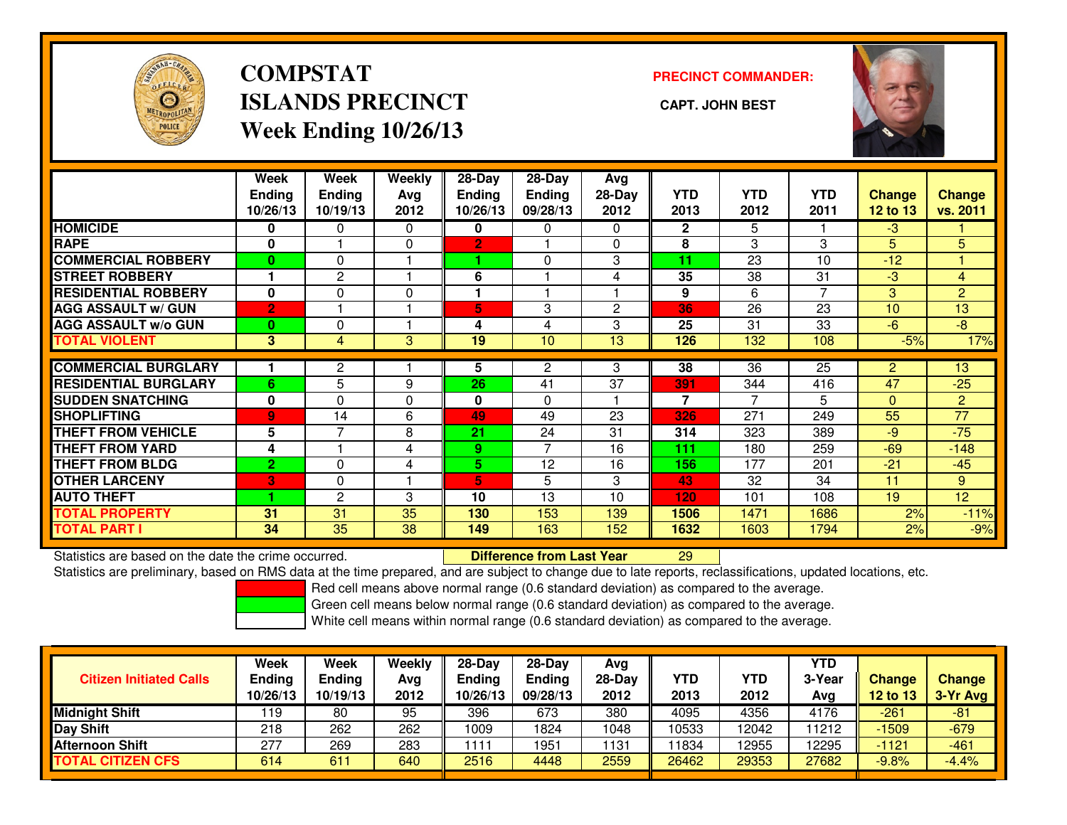# COMPSTAT ISLANDS PRECINCT Week Ending 10/26/13

**PRECINCT COMMANDER:**

**CAPT. JOHN BEST**

| | Week Ending 10/26/13 | Week Ending 10/19/13 | Weekly Avg 2012 | 28-Day Ending 10/26/13 | 28-Day Ending 09/28/13 | Avg 28-Day 2012 | YTD 2013 | YTD 2012 | YTD 2011 | Change 12 to 13 | Change vs. 2011 |
|---|---|---|---|---|---|---|---|---|---|---|---|
| HOMICIDE | 0 | 0 | 0 | 0 | 0 | 0 | 2 | 5 | 1 | -3 | 1 |
| RAPE | 0 | 1 | 0 | 2 | 1 | 0 | 8 | 3 | 3 | 5 | 5 |
| COMMERCIAL ROBBERY | 0 | 0 | 1 | 1 | 0 | 3 | 11 | 23 | 10 | -12 | 1 |
| STREET ROBBERY | 1 | 2 | 1 | 6 | 1 | 4 | 35 | 38 | 31 | -3 | 4 |
| RESIDENTIAL ROBBERY | 0 | 0 | 0 | 1 | 1 | 1 | 9 | 6 | 7 | 3 | 2 |
| AGG ASSAULT w/ GUN | 2 | 1 | 1 | 5 | 3 | 2 | 36 | 26 | 23 | 10 | 13 |
| AGG ASSAULT w/o GUN | 0 | 0 | 1 | 4 | 4 | 3 | 25 | 31 | 33 | -6 | -8 |
| TOTAL VIOLENT | 3 | 4 | 3 | 19 | 10 | 13 | 126 | 132 | 108 | -5% | 17% |
| COMMERCIAL BURGLARY | 1 | 2 | 1 | 5 | 2 | 3 | 38 | 36 | 25 | 2 | 13 |
| RESIDENTIAL BURGLARY | 6 | 5 | 9 | 26 | 41 | 37 | 391 | 344 | 416 | 47 | -25 |
| SUDDEN SNATCHING | 0 | 0 | 0 | 0 | 0 | 1 | 7 | 7 | 5 | 0 | 2 |
| SHOPLIFTING | 9 | 14 | 6 | 49 | 49 | 23 | 326 | 271 | 249 | 55 | 77 |
| THEFT FROM VEHICLE | 5 | 7 | 8 | 21 | 24 | 31 | 314 | 323 | 389 | -9 | -75 |
| THEFT FROM YARD | 4 | 1 | 4 | 9 | 7 | 16 | 111 | 180 | 259 | -69 | -148 |
| THEFT FROM BLDG | 2 | 0 | 4 | 5 | 12 | 16 | 156 | 177 | 201 | -21 | -45 |
| OTHER LARCENY | 3 | 0 | 1 | 5 | 5 | 3 | 43 | 32 | 34 | 11 | 9 |
| AUTO THEFT | 1 | 2 | 3 | 10 | 13 | 10 | 120 | 101 | 108 | 19 | 12 |
| TOTAL PROPERTY | 31 | 31 | 35 | 130 | 153 | 139 | 1506 | 1471 | 1686 | 2% | -11% |
| TOTAL PART I | 34 | 35 | 38 | 149 | 163 | 152 | 1632 | 1603 | 1794 | 2% | -9% |

Statistics are based on the date the crime occurred. **Difference from Last Year** 29

Statistics are preliminary, based on RMS data at the time prepared, and are subject to change due to late reports, reclassifications, updated locations, etc.

Red cell means above normal range (0.6 standard deviation) as compared to the average.

Green cell means below normal range (0.6 standard deviation) as compared to the average.

White cell means within normal range (0.6 standard deviation) as compared to the average.

| Citizen Initiated Calls | Week Ending 10/26/13 | Week Ending 10/19/13 | Weekly Avg 2012 | 28-Day Ending 10/26/13 | 28-Day Ending 09/28/13 | Avg 28-Day 2012 | YTD 2013 | YTD 2012 | YTD 3-Year Avg | Change 12 to 13 | Change 3-Yr Avg |
|---|---|---|---|---|---|---|---|---|---|---|---|
| Midnight Shift | 119 | 80 | 95 | 396 | 673 | 380 | 4095 | 4356 | 4176 | -261 | -81 |
| Day Shift | 218 | 262 | 262 | 1009 | 1824 | 1048 | 10533 | 12042 | 11212 | -1509 | -679 |
| Afternoon Shift | 277 | 269 | 283 | 1111 | 1951 | 1131 | 11834 | 12955 | 12295 | -1121 | -461 |
| TOTAL CITIZEN CFS | 614 | 611 | 640 | 2516 | 4448 | 2559 | 26462 | 29353 | 27682 | -9.8% | -4.4% |